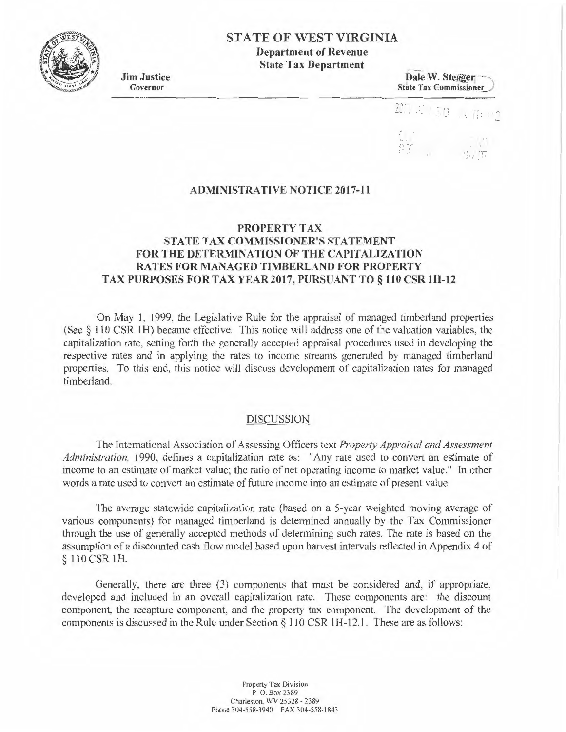# STATE OF WEST VIRGINIA

**Department of Revenue**
**State Tax Department**

**Jim Justice**
Governor

**Dale W. Steager**
State Tax Commissioner

## ADMINISTRATIVE NOTICE 2017-11

### PROPERTY TAX
### STATE TAX COMMISSIONER'S STATEMENT FOR THE DETERMINATION OF THE CAPITALIZATION RATES FOR MANAGED TIMBERLAND FOR PROPERTY TAX PURPOSES FOR TAX YEAR 2017, PURSUANT TO § 110 CSR 1H-12

On May 1, 1999, the Legislative Rule for the appraisal of managed timberland properties (See § 110 CSR 1H) became effective. This notice will address one of the valuation variables, the capitalization rate, setting forth the generally accepted appraisal procedures used in developing the respective rates and in applying the rates to income streams generated by managed timberland properties. To this end, this notice will discuss development of capitalization rates for managed timberland.

#### DISCUSSION

The International Association of Assessing Officers text *Property Appraisal and Assessment Administration*, 1990, defines a capitalization rate as: "Any rate used to convert an estimate of income to an estimate of market value; the ratio of net operating income to market value." In other words a rate used to convert an estimate of future income into an estimate of present value.

The average statewide capitalization rate (based on a 5-year weighted moving average of various components) for managed timberland is determined annually by the Tax Commissioner through the use of generally accepted methods of determining such rates. The rate is based on the assumption of a discounted cash flow model based upon harvest intervals reflected in Appendix 4 of § 110 CSR 1H.

Generally, there are three (3) components that must be considered and, if appropriate, developed and included in an overall capitalization rate. These components are: the discount component, the recapture component, and the property tax component. The development of the components is discussed in the Rule under Section § 110 CSR 1H-12.1. These are as follows:

Property Tax Division
P. O. Box 2389
Charleston, WV 25328 - 2389
Phone 304-558-3940 FAX 304-558-1843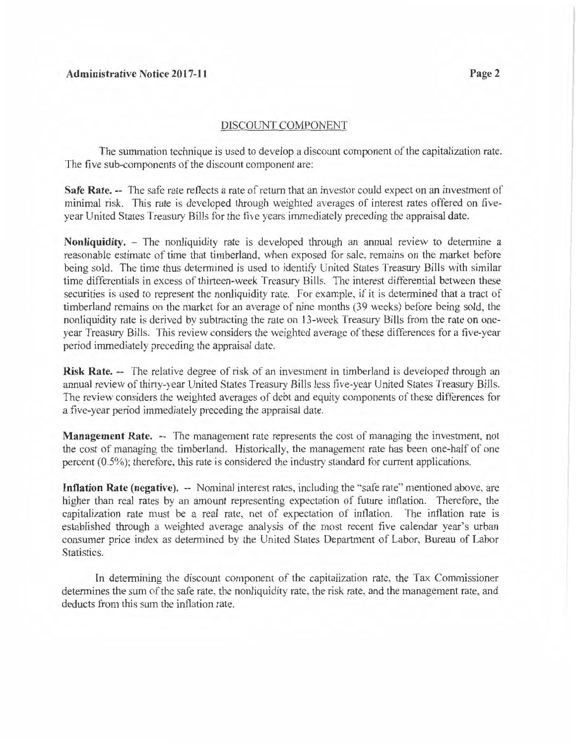## DISCOUNT COMPONENT

The summation technique is used to develop a discount component of the capitalization rate. The five sub-components of the discount component are:

**Safe Rate.** -- The safe rate reflects a rate of return that an investor could expect on an investment of minimal risk. This rate is developed through weighted averages of interest rates offered on five-year United States Treasury Bills for the five years immediately preceding the appraisal date.

**Nonliquidity.** – The nonliquidity rate is developed through an annual review to determine a reasonable estimate of time that timberland, when exposed for sale, remains on the market before being sold. The time thus determined is used to identify United States Treasury Bills with similar time differentials in excess of thirteen-week Treasury Bills. The interest differential between these securities is used to represent the nonliquidity rate. For example, if it is determined that a tract of timberland remains on the market for an average of nine months (39 weeks) before being sold, the nonliquidity rate is derived by subtracting the rate on 13-week Treasury Bills from the rate on one-year Treasury Bills. This review considers the weighted average of these differences for a five-year period immediately preceding the appraisal date.

**Risk Rate.** -- The relative degree of risk of an investment in timberland is developed through an annual review of thirty-year United States Treasury Bills less five-year United States Treasury Bills. The review considers the weighted averages of debt and equity components of these differences for a five-year period immediately preceding the appraisal date.

**Management Rate.** -- The management rate represents the cost of managing the investment, not the cost of managing the timberland. Historically, the management rate has been one-half of one percent (0.5%); therefore, this rate is considered the industry standard for current applications.

**Inflation Rate (negative).** -- Nominal interest rates, including the "safe rate" mentioned above, are higher than real rates by an amount representing expectation of future inflation. Therefore, the capitalization rate must be a real rate, net of expectation of inflation. The inflation rate is established through a weighted average analysis of the most recent five calendar year's urban consumer price index as determined by the United States Department of Labor, Bureau of Labor Statistics.

In determining the discount component of the capitalization rate, the Tax Commissioner determines the sum of the safe rate, the nonliquidity rate, the risk rate, and the management rate, and deducts from this sum the inflation rate.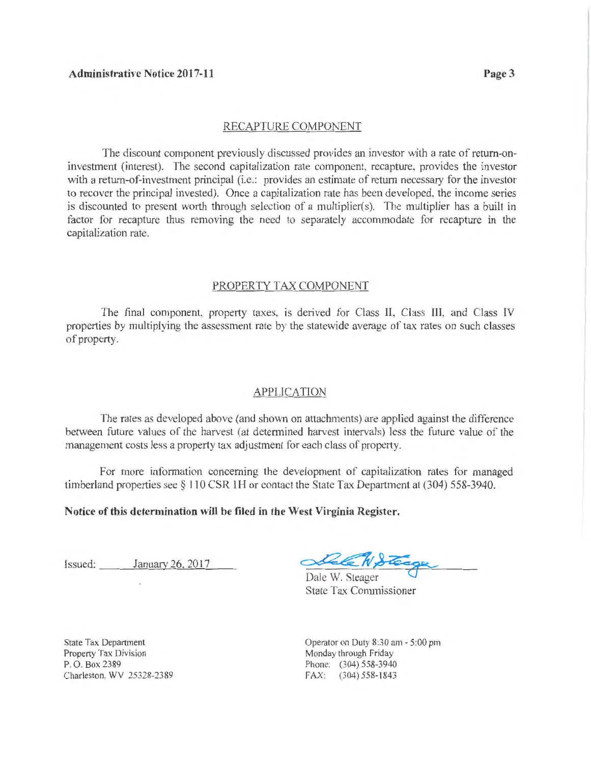## RECAPTURE COMPONENT

The discount component previously discussed provides an investor with a rate of return-on-investment (interest). The second capitalization rate component, recapture, provides the investor with a return-of-investment principal (i.e.: provides an estimate of return necessary for the investor to recover the principal invested). Once a capitalization rate has been developed, the income series is discounted to present worth through selection of a multiplier(s). The multiplier has a built in factor for recapture thus removing the need to separately accommodate for recapture in the capitalization rate.

## PROPERTY TAX COMPONENT

The final component, property taxes, is derived for Class II, Class III, and Class IV properties by multiplying the assessment rate by the statewide average of tax rates on such classes of property.

## APPLICATION

The rates as developed above (and shown on attachments) are applied against the difference between future values of the harvest (at determined harvest intervals) less the future value of the management costs less a property tax adjustment for each class of property.

For more information concerning the development of capitalization rates for managed timberland properties see § 110 CSR 1H or contact the State Tax Department at (304) 558-3940.

**Notice of this determination will be filed in the West Virginia Register.**

Issued: January 26, 2017

Dale W. Steager
State Tax Commissioner

State Tax Department
Property Tax Division
P. O. Box 2389
Charleston, WV 25328-2389

Operator on Duty 8:30 am - 5:00 pm
Monday through Friday
Phone: (304) 558-3940
FAX: (304) 558-1843